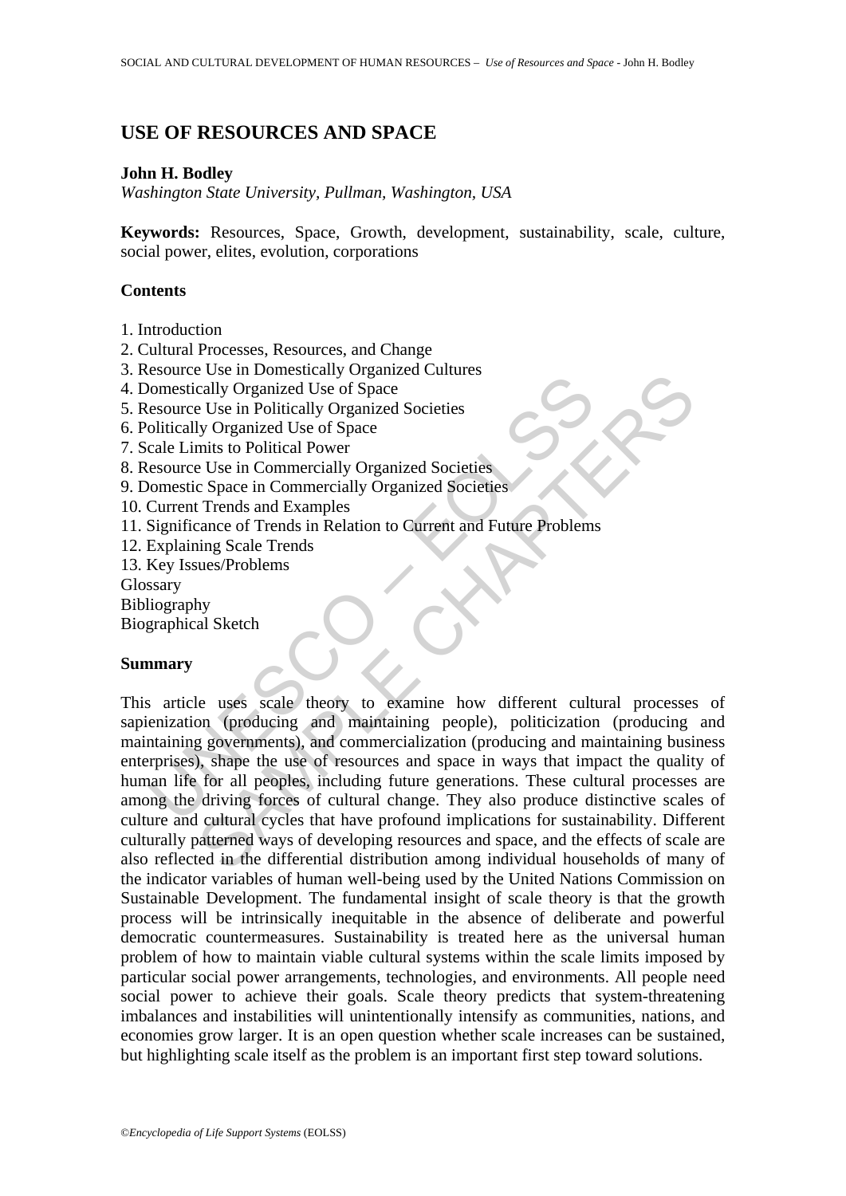# USE OF RESOURCES AND SPACE

**John H. Bodley**

*Washington State University, Pullman, Washington, USA*

**Keywords:** Resources, Space, Growth, development, sustainability, scale, culture, social power, elites, evolution, corporations

## Contents

1. Introduction
2. Cultural Processes, Resources, and Change
3. Resource Use in Domestically Organized Cultures
4. Domestically Organized Use of Space
5. Resource Use in Politically Organized Societies
6. Politically Organized Use of Space
7. Scale Limits to Political Power
8. Resource Use in Commercially Organized Societies
9. Domestic Space in Commercially Organized Societies
10. Current Trends and Examples
11. Significance of Trends in Relation to Current and Future Problems
12. Explaining Scale Trends
13. Key Issues/Problems

Glossary
Bibliography
Biographical Sketch

## Summary

This article uses scale theory to examine how different cultural processes of sapienization (producing and maintaining people), politicization (producing and maintaining governments), and commercialization (producing and maintaining business enterprises), shape the use of resources and space in ways that impact the quality of human life for all peoples, including future generations. These cultural processes are among the driving forces of cultural change. They also produce distinctive scales of culture and cultural cycles that have profound implications for sustainability. Different culturally patterned ways of developing resources and space, and the effects of scale are also reflected in the differential distribution among individual households of many of the indicator variables of human well-being used by the United Nations Commission on Sustainable Development. The fundamental insight of scale theory is that the growth process will be intrinsically inequitable in the absence of deliberate and powerful democratic countermeasures. Sustainability is treated here as the universal human problem of how to maintain viable cultural systems within the scale limits imposed by particular social power arrangements, technologies, and environments. All people need social power to achieve their goals. Scale theory predicts that system-threatening imbalances and instabilities will unintentionally intensify as communities, nations, and economies grow larger. It is an open question whether scale increases can be sustained, but highlighting scale itself as the problem is an important first step toward solutions.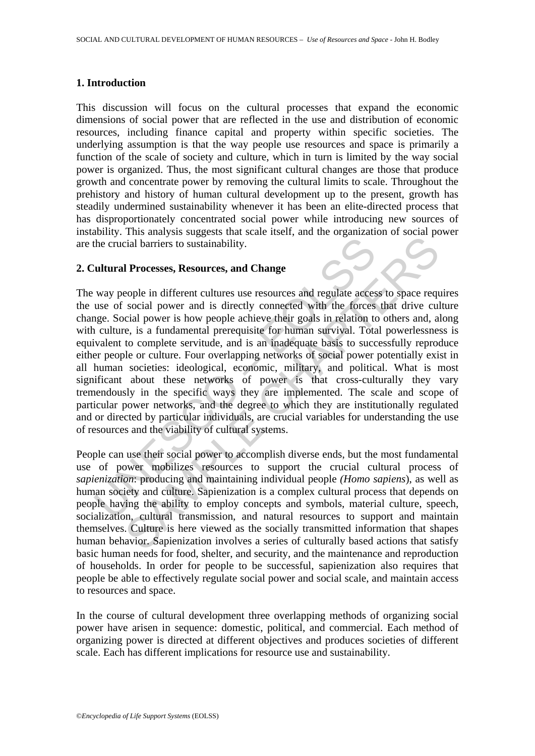## 1. Introduction

This discussion will focus on the cultural processes that expand the economic dimensions of social power that are reflected in the use and distribution of economic resources, including finance capital and property within specific societies. The underlying assumption is that the way people use resources and space is primarily a function of the scale of society and culture, which in turn is limited by the way social power is organized. Thus, the most significant cultural changes are those that produce growth and concentrate power by removing the cultural limits to scale. Throughout the prehistory and history of human cultural development up to the present, growth has steadily undermined sustainability whenever it has been an elite-directed process that has disproportionately concentrated social power while introducing new sources of instability. This analysis suggests that scale itself, and the organization of social power are the crucial barriers to sustainability.

## 2. Cultural Processes, Resources, and Change

The way people in different cultures use resources and regulate access to space requires the use of social power and is directly connected with the forces that drive culture change. Social power is how people achieve their goals in relation to others and, along with culture, is a fundamental prerequisite for human survival. Total powerlessness is equivalent to complete servitude, and is an inadequate basis to successfully reproduce either people or culture. Four overlapping networks of social power potentially exist in all human societies: ideological, economic, military, and political. What is most significant about these networks of power is that cross-culturally they vary tremendously in the specific ways they are implemented. The scale and scope of particular power networks, and the degree to which they are institutionally regulated and or directed by particular individuals, are crucial variables for understanding the use of resources and the viability of cultural systems.

People can use their social power to accomplish diverse ends, but the most fundamental use of power mobilizes resources to support the crucial cultural process of *sapienization*: producing and maintaining individual people *(Homo sapiens*), as well as human society and culture. Sapienization is a complex cultural process that depends on people having the ability to employ concepts and symbols, material culture, speech, socialization, cultural transmission, and natural resources to support and maintain themselves. Culture is here viewed as the socially transmitted information that shapes human behavior. Sapienization involves a series of culturally based actions that satisfy basic human needs for food, shelter, and security, and the maintenance and reproduction of households. In order for people to be successful, sapienization also requires that people be able to effectively regulate social power and social scale, and maintain access to resources and space.

In the course of cultural development three overlapping methods of organizing social power have arisen in sequence: domestic, political, and commercial. Each method of organizing power is directed at different objectives and produces societies of different scale. Each has different implications for resource use and sustainability.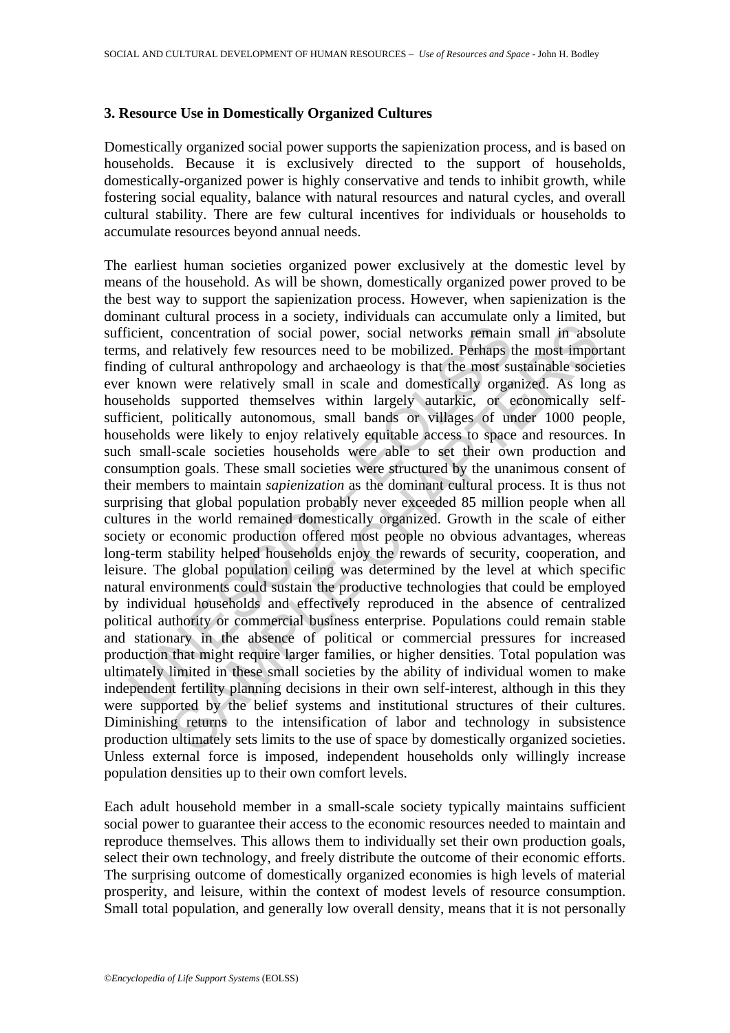### 3. Resource Use in Domestically Organized Cultures

Domestically organized social power supports the sapienization process, and is based on households. Because it is exclusively directed to the support of households, domestically-organized power is highly conservative and tends to inhibit growth, while fostering social equality, balance with natural resources and natural cycles, and overall cultural stability. There are few cultural incentives for individuals or households to accumulate resources beyond annual needs.

The earliest human societies organized power exclusively at the domestic level by means of the household. As will be shown, domestically organized power proved to be the best way to support the sapienization process. However, when sapienization is the dominant cultural process in a society, individuals can accumulate only a limited, but sufficient, concentration of social power, social networks remain small in absolute terms, and relatively few resources need to be mobilized. Perhaps the most important finding of cultural anthropology and archaeology is that the most sustainable societies ever known were relatively small in scale and domestically organized. As long as households supported themselves within largely autarkic, or economically self-sufficient, politically autonomous, small bands or villages of under 1000 people, households were likely to enjoy relatively equitable access to space and resources. In such small-scale societies households were able to set their own production and consumption goals. These small societies were structured by the unanimous consent of their members to maintain *sapienization* as the dominant cultural process. It is thus not surprising that global population probably never exceeded 85 million people when all cultures in the world remained domestically organized. Growth in the scale of either society or economic production offered most people no obvious advantages, whereas long-term stability helped households enjoy the rewards of security, cooperation, and leisure. The global population ceiling was determined by the level at which specific natural environments could sustain the productive technologies that could be employed by individual households and effectively reproduced in the absence of centralized political authority or commercial business enterprise. Populations could remain stable and stationary in the absence of political or commercial pressures for increased production that might require larger families, or higher densities. Total population was ultimately limited in these small societies by the ability of individual women to make independent fertility planning decisions in their own self-interest, although in this they were supported by the belief systems and institutional structures of their cultures. Diminishing returns to the intensification of labor and technology in subsistence production ultimately sets limits to the use of space by domestically organized societies. Unless external force is imposed, independent households only willingly increase population densities up to their own comfort levels.

Each adult household member in a small-scale society typically maintains sufficient social power to guarantee their access to the economic resources needed to maintain and reproduce themselves. This allows them to individually set their own production goals, select their own technology, and freely distribute the outcome of their economic efforts. The surprising outcome of domestically organized economies is high levels of material prosperity, and leisure, within the context of modest levels of resource consumption. Small total population, and generally low overall density, means that it is not personally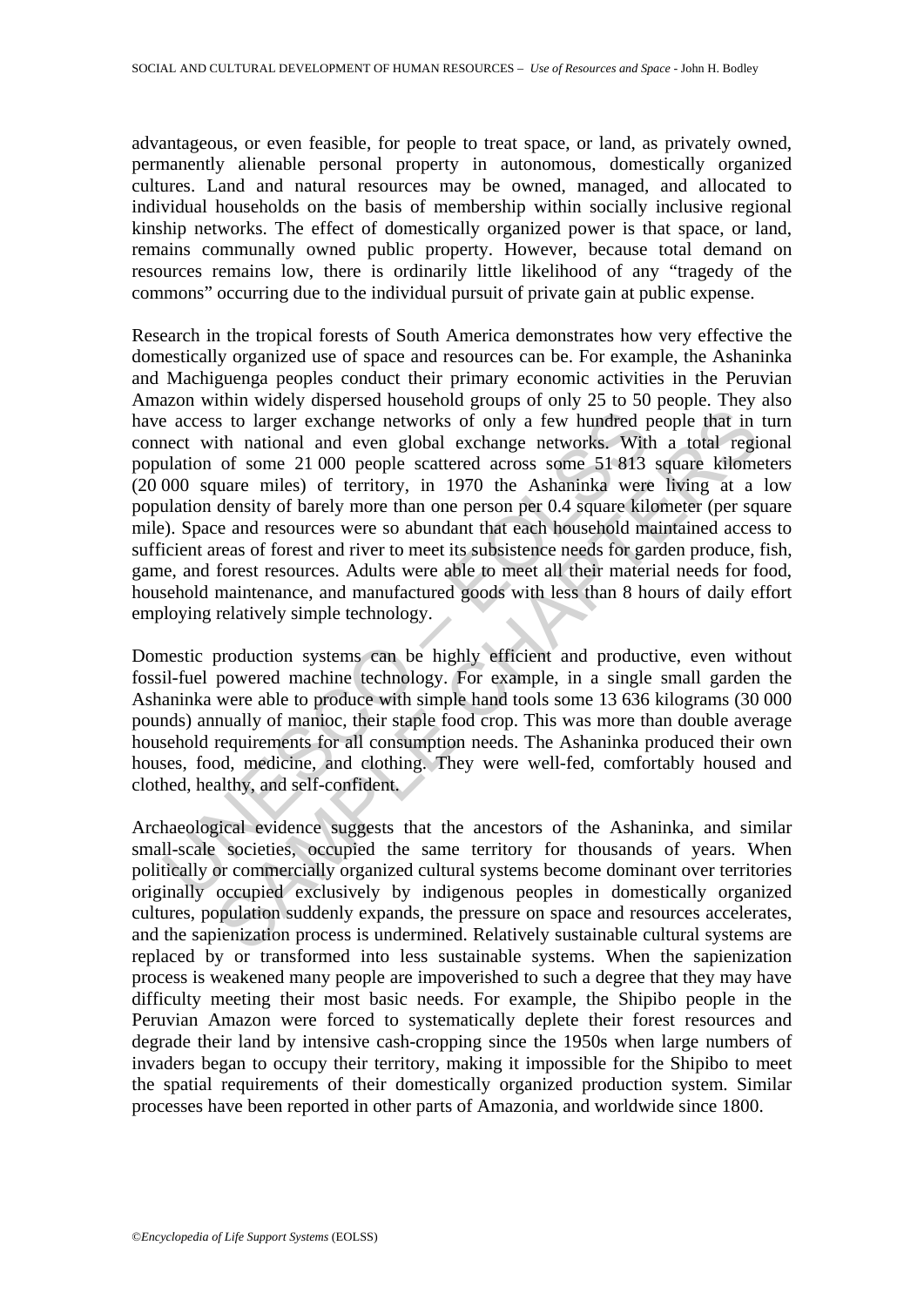advantageous, or even feasible, for people to treat space, or land, as privately owned, permanently alienable personal property in autonomous, domestically organized cultures. Land and natural resources may be owned, managed, and allocated to individual households on the basis of membership within socially inclusive regional kinship networks. The effect of domestically organized power is that space, or land, remains communally owned public property. However, because total demand on resources remains low, there is ordinarily little likelihood of any "tragedy of the commons" occurring due to the individual pursuit of private gain at public expense.

Research in the tropical forests of South America demonstrates how very effective the domestically organized use of space and resources can be. For example, the Ashaninka and Machiguenga peoples conduct their primary economic activities in the Peruvian Amazon within widely dispersed household groups of only 25 to 50 people. They also have access to larger exchange networks of only a few hundred people that in turn connect with national and even global exchange networks. With a total regional population of some 21 000 people scattered across some 51 813 square kilometers (20 000 square miles) of territory, in 1970 the Ashaninka were living at a low population density of barely more than one person per 0.4 square kilometer (per square mile). Space and resources were so abundant that each household maintained access to sufficient areas of forest and river to meet its subsistence needs for garden produce, fish, game, and forest resources. Adults were able to meet all their material needs for food, household maintenance, and manufactured goods with less than 8 hours of daily effort employing relatively simple technology.

Domestic production systems can be highly efficient and productive, even without fossil-fuel powered machine technology. For example, in a single small garden the Ashaninka were able to produce with simple hand tools some 13 636 kilograms (30 000 pounds) annually of manioc, their staple food crop. This was more than double average household requirements for all consumption needs. The Ashaninka produced their own houses, food, medicine, and clothing. They were well-fed, comfortably housed and clothed, healthy, and self-confident.

Archaeological evidence suggests that the ancestors of the Ashaninka, and similar small-scale societies, occupied the same territory for thousands of years. When politically or commercially organized cultural systems become dominant over territories originally occupied exclusively by indigenous peoples in domestically organized cultures, population suddenly expands, the pressure on space and resources accelerates, and the sapienization process is undermined. Relatively sustainable cultural systems are replaced by or transformed into less sustainable systems. When the sapienization process is weakened many people are impoverished to such a degree that they may have difficulty meeting their most basic needs. For example, the Shipibo people in the Peruvian Amazon were forced to systematically deplete their forest resources and degrade their land by intensive cash-cropping since the 1950s when large numbers of invaders began to occupy their territory, making it impossible for the Shipibo to meet the spatial requirements of their domestically organized production system. Similar processes have been reported in other parts of Amazonia, and worldwide since 1800.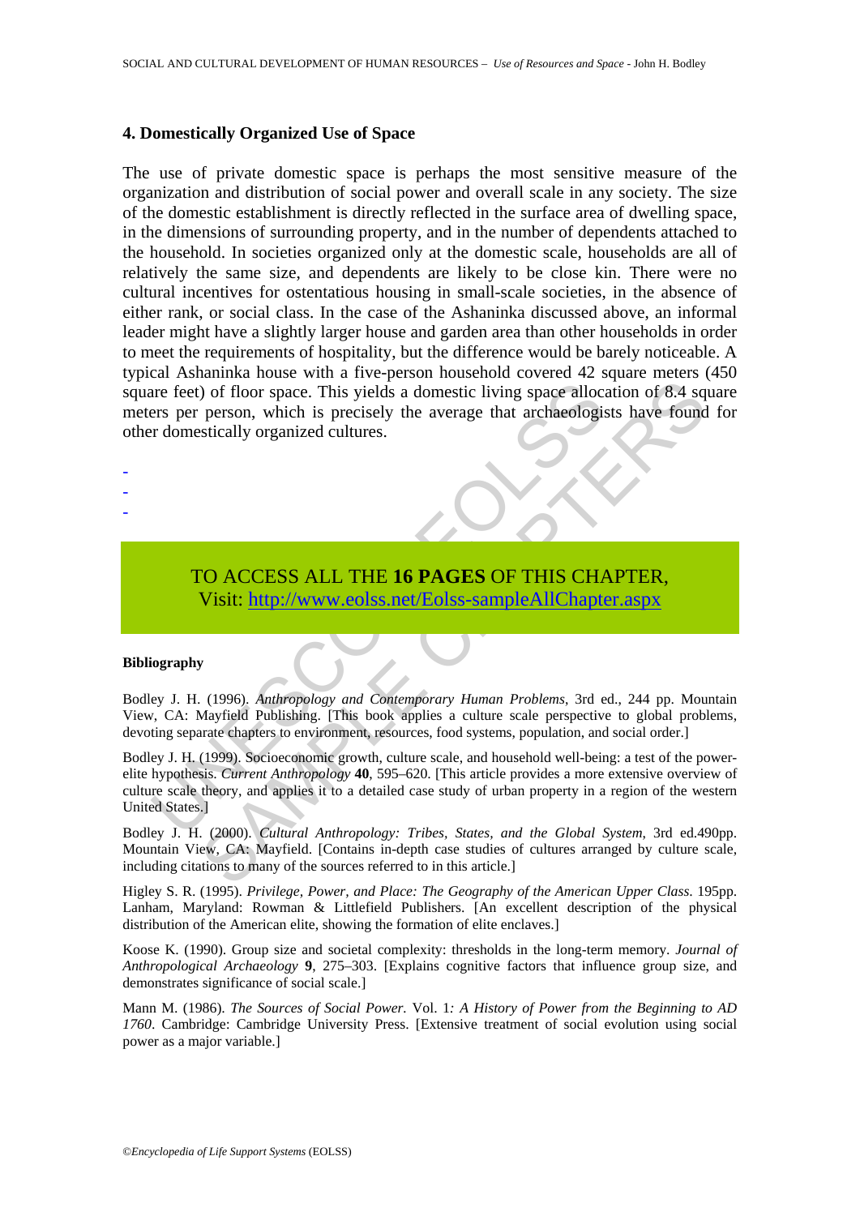## 4. Domestically Organized Use of Space

The use of private domestic space is perhaps the most sensitive measure of the organization and distribution of social power and overall scale in any society. The size of the domestic establishment is directly reflected in the surface area of dwelling space, in the dimensions of surrounding property, and in the number of dependents attached to the household. In societies organized only at the domestic scale, households are all of relatively the same size, and dependents are likely to be close kin. There were no cultural incentives for ostentatious housing in small-scale societies, in the absence of either rank, or social class. In the case of the Ashaninka discussed above, an informal leader might have a slightly larger house and garden area than other households in order to meet the requirements of hospitality, but the difference would be barely noticeable. A typical Ashaninka house with a five-person household covered 42 square meters (450 square feet) of floor space. This yields a domestic living space allocation of 8.4 square meters per person, which is precisely the average that archaeologists have found for other domestically organized cultures.

-
-
-

TO ACCESS ALL THE **16 PAGES** OF THIS CHAPTER,
Visit: http://www.eolss.net/Eolss-sampleAllChapter.aspx

#### Bibliography

Bodley J. H. (1996). *Anthropology and Contemporary Human Problems*, 3rd ed., 244 pp. Mountain View, CA: Mayfield Publishing. [This book applies a culture scale perspective to global problems, devoting separate chapters to environment, resources, food systems, population, and social order.]

Bodley J. H. (1999). Socioeconomic growth, culture scale, and household well-being: a test of the power-elite hypothesis. *Current Anthropology* **40**, 595–620. [This article provides a more extensive overview of culture scale theory, and applies it to a detailed case study of urban property in a region of the western United States.]

Bodley J. H. (2000). *Cultural Anthropology: Tribes, States, and the Global System*, 3rd ed.490pp. Mountain View, CA: Mayfield. [Contains in-depth case studies of cultures arranged by culture scale, including citations to many of the sources referred to in this article.]

Higley S. R. (1995). *Privilege, Power, and Place: The Geography of the American Upper Class.* 195pp. Lanham, Maryland: Rowman & Littlefield Publishers. [An excellent description of the physical distribution of the American elite, showing the formation of elite enclaves.]

Koose K. (1990). Group size and societal complexity: thresholds in the long-term memory. *Journal of Anthropological Archaeology* **9**, 275–303. [Explains cognitive factors that influence group size, and demonstrates significance of social scale.]

Mann M. (1986). *The Sources of Social Power.* Vol. 1*: A History of Power from the Beginning to AD 1760*. Cambridge: Cambridge University Press. [Extensive treatment of social evolution using social power as a major variable.]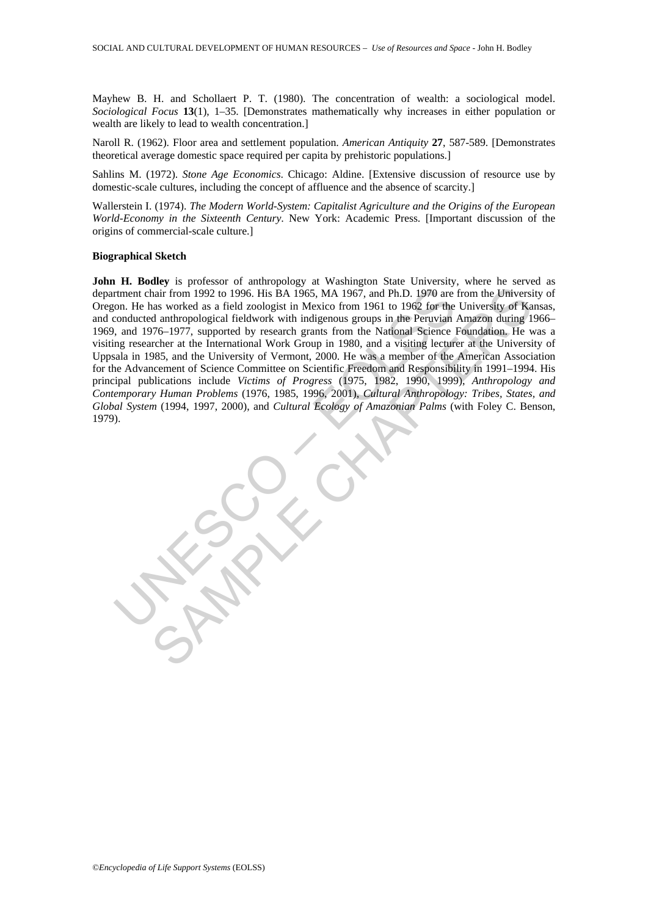Mayhew B. H. and Schollaert P. T. (1980). The concentration of wealth: a sociological model. *Sociological Focus* **13**(1), 1–35. [Demonstrates mathematically why increases in either population or wealth are likely to lead to wealth concentration.]

Naroll R. (1962). Floor area and settlement population. *American Antiquity* **27**, 587-589. [Demonstrates theoretical average domestic space required per capita by prehistoric populations.]

Sahlins M. (1972). *Stone Age Economics*. Chicago: Aldine. [Extensive discussion of resource use by domestic-scale cultures, including the concept of affluence and the absence of scarcity.]

Wallerstein I. (1974). *The Modern World-System: Capitalist Agriculture and the Origins of the European World-Economy in the Sixteenth Century*. New York: Academic Press. [Important discussion of the origins of commercial-scale culture.]

**Biographical Sketch**

**John H. Bodley** is professor of anthropology at Washington State University, where he served as department chair from 1992 to 1996. His BA 1965, MA 1967, and Ph.D. 1970 are from the University of Oregon. He has worked as a field zoologist in Mexico from 1961 to 1962 for the University of Kansas, and conducted anthropological fieldwork with indigenous groups in the Peruvian Amazon during 1966–1969, and 1976–1977, supported by research grants from the National Science Foundation. He was a visiting researcher at the International Work Group in 1980, and a visiting lecturer at the University of Uppsala in 1985, and the University of Vermont, 2000. He was a member of the American Association for the Advancement of Science Committee on Scientific Freedom and Responsibility in 1991–1994. His principal publications include *Victims of Progress* (1975, 1982, 1990, 1999), *Anthropology and Contemporary Human Problems* (1976, 1985, 1996, 2001), *Cultural Anthropology: Tribes, States, and Global System* (1994, 1997, 2000), and *Cultural Ecology of Amazonian Palms* (with Foley C. Benson, 1979).